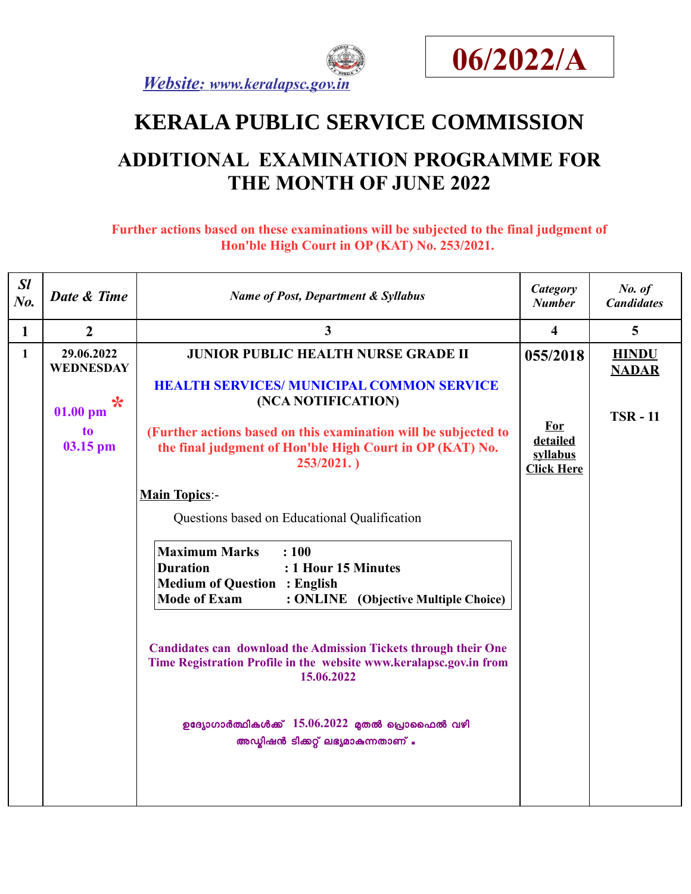**Website: www.keralapsc.gov.in**

**06/2022/A**

# KERALA PUBLIC SERVICE COMMISSION

## ADDITIONAL EXAMINATION PROGRAMME FOR THE MONTH OF JUNE 2022

**Further actions based on these examinations will be subjected to the final judgment of Hon'ble High Court in OP (KAT) No. 253/2021.**

| *Sl No.* | *Date & Time* | *Name of Post, Department & Syllabus* | *Category Number* | *No. of Candidates* |
|---|---|---|---|---|
| 1 | 2 | 3 | 4 | 5 |
| 1 | **29.06.2022 WEDNESDAY** <br><br> * **01.00 pm to 03.15 pm** | **JUNIOR PUBLIC HEALTH NURSE GRADE II** <br><br> **HEALTH SERVICES/ MUNICIPAL COMMON SERVICE (NCA NOTIFICATION)** <br><br> **(Further actions based on this examination will be subjected to the final judgment of Hon'ble High Court in OP (KAT) No. 253/2021. )** <br><br> **Main Topics**:- <br> Questions based on Educational Qualification <br><br> **Maximum Marks : 100** <br> **Duration : 1 Hour 15 Minutes** <br> **Medium of Question : English** <br> **Mode of Exam : ONLINE (Objective Multiple Choice)** <br><br> **Candidates can download the Admission Tickets through their One Time Registration Profile in the website www.keralapsc.gov.in from 15.06.2022** <br><br> ഉദ്യോഗാർത്ഥികൾക്ക് 15.06.2022 മുതൽ പ്രൊഫൈൽ വഴി അഡ്മിഷൻ ടിക്കറ്റ് ലഭ്യമാകുന്നതാണ് . | **055/2018** <br><br> **For detailed syllabus Click Here** | **HINDU NADAR** <br><br> **TSR - 11** |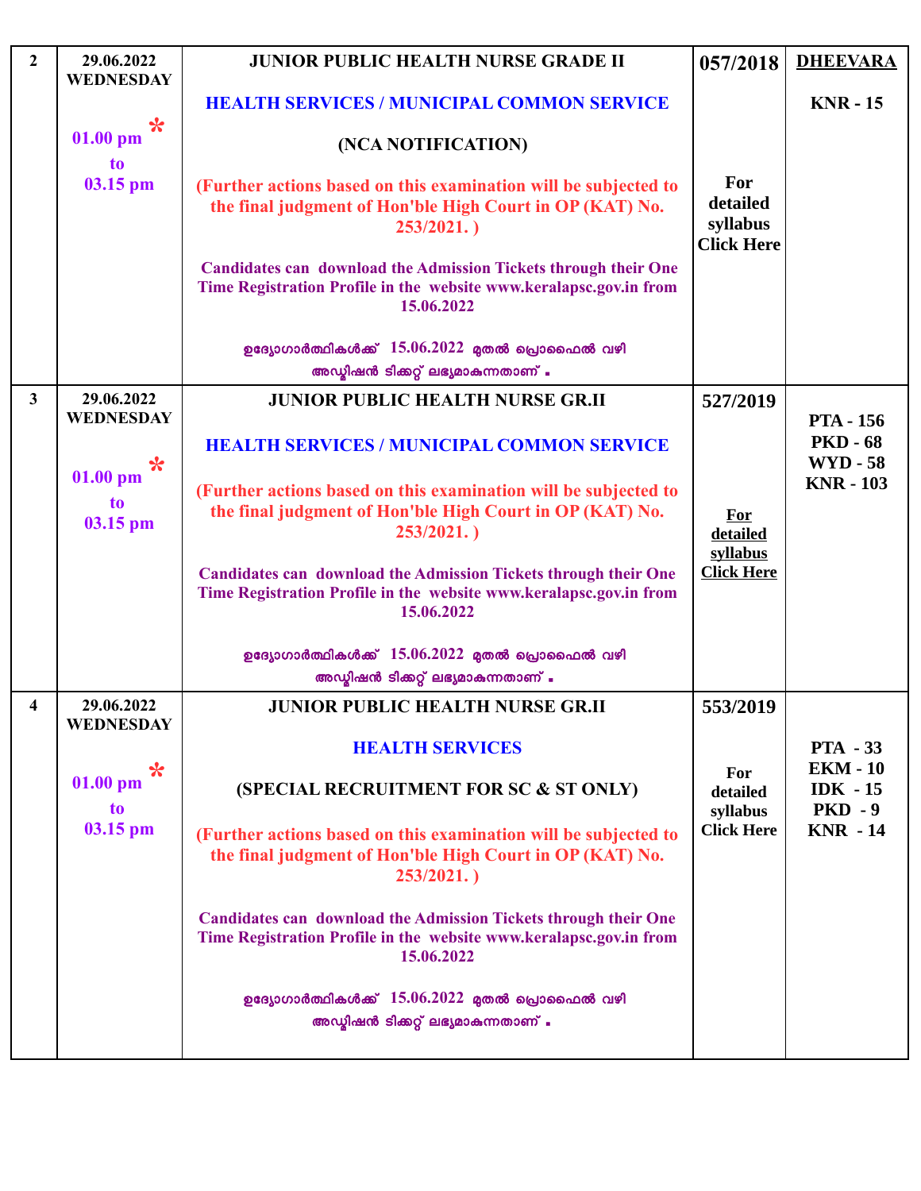| | | | | |
|---|---|---|---|---|
| **2** | **29.06.2022 WEDNESDAY**<br><br>**01.00 pm * to 03.15 pm** | **JUNIOR PUBLIC HEALTH NURSE GRADE II**<br><br>**HEALTH SERVICES / MUNICIPAL COMMON SERVICE**<br><br>**(NCA NOTIFICATION)**<br><br>**(Further actions based on this examination will be subjected to the final judgment of Hon'ble High Court in OP (KAT) No. 253/2021. )**<br><br>**Candidates can download the Admission Tickets through their One Time Registration Profile in the website www.keralapsc.gov.in from 15.06.2022**<br><br>**ഉദ്യോഗാർത്ഥികൾക്ക് 15.06.2022 മുതൽ പ്രൊഫൈൽ വഴി അഡ്മിഷൻ ടിക്കറ്റ് ലഭ്യമാകുന്നതാണ് .** | **057/2018**<br><br>**For detailed syllabus Click Here** | **DHEEVARA**<br><br>**KNR - 15** |
| **3** | **29.06.2022 WEDNESDAY**<br><br>**01.00 pm * to 03.15 pm** | **JUNIOR PUBLIC HEALTH NURSE GR.II**<br><br>**HEALTH SERVICES / MUNICIPAL COMMON SERVICE**<br><br>**(Further actions based on this examination will be subjected to the final judgment of Hon'ble High Court in OP (KAT) No. 253/2021. )**<br><br>**Candidates can download the Admission Tickets through their One Time Registration Profile in the website www.keralapsc.gov.in from 15.06.2022**<br><br>**ഉദ്യോഗാർത്ഥികൾക്ക് 15.06.2022 മുതൽ പ്രൊഫൈൽ വഴി അഡ്മിഷൻ ടിക്കറ്റ് ലഭ്യമാകുന്നതാണ് .** | **527/2019**<br><br>**For detailed syllabus Click Here** | **PTA - 156**<br>**PKD - 68**<br>**WYD - 58**<br>**KNR - 103** |
| **4** | **29.06.2022 WEDNESDAY**<br><br>**01.00 pm * to 03.15 pm** | **JUNIOR PUBLIC HEALTH NURSE GR.II**<br><br>**HEALTH SERVICES**<br><br>**(SPECIAL RECRUITMENT FOR SC & ST ONLY)**<br><br>**(Further actions based on this examination will be subjected to the final judgment of Hon'ble High Court in OP (KAT) No. 253/2021. )**<br><br>**Candidates can download the Admission Tickets through their One Time Registration Profile in the website www.keralapsc.gov.in from 15.06.2022**<br><br>**ഉദ്യോഗാർത്ഥികൾക്ക് 15.06.2022 മുതൽ പ്രൊഫൈൽ വഴി അഡ്മിഷൻ ടിക്കറ്റ് ലഭ്യമാകുന്നതാണ് .** | **553/2019**<br><br>**For detailed syllabus Click Here** | **PTA - 33**<br>**EKM - 10**<br>**IDK - 15**<br>**PKD - 9**<br>**KNR - 14** |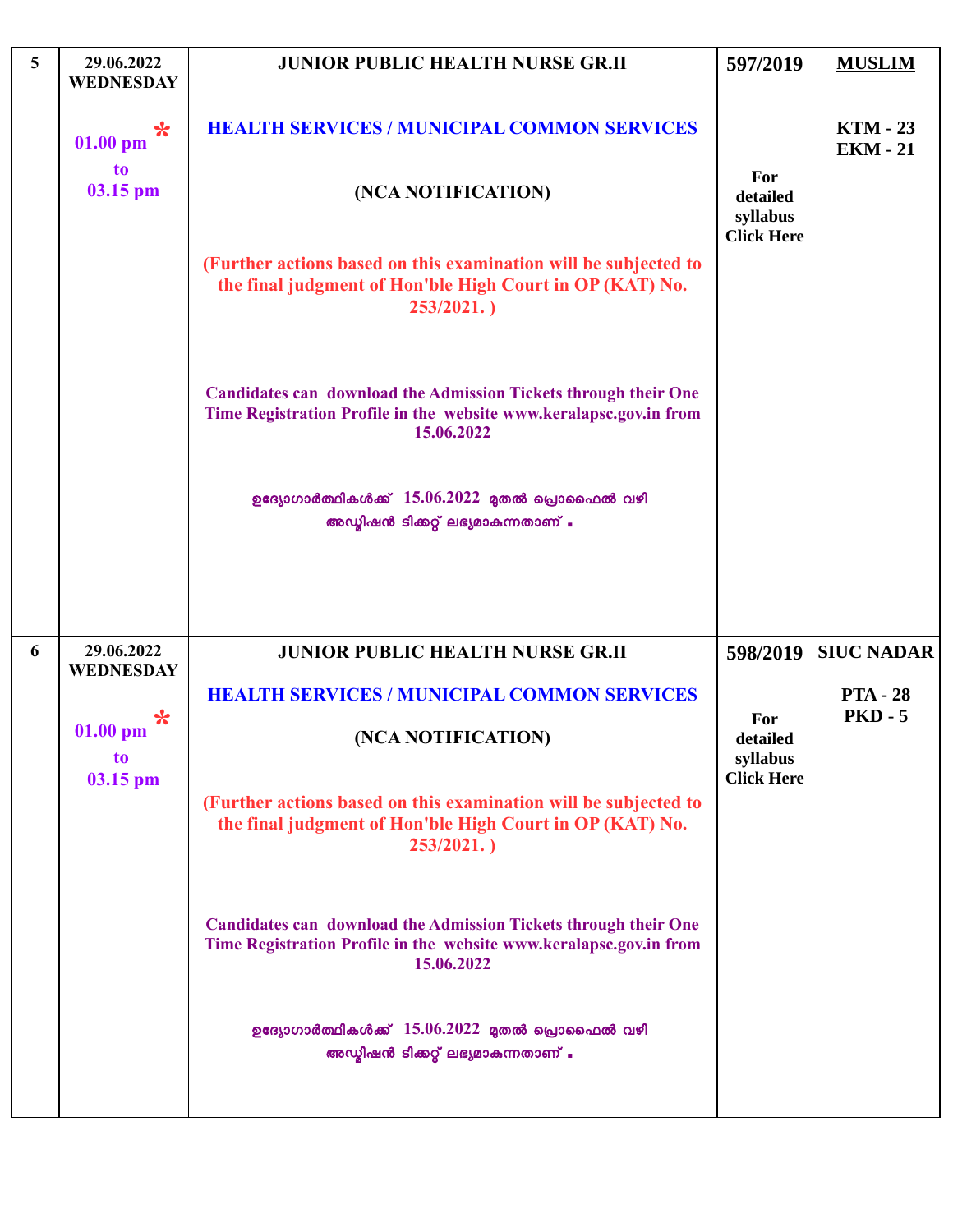| 5 | 29.06.2022 WEDNESDAY<br><br>01.00 pm * to 03.15 pm | **JUNIOR PUBLIC HEALTH NURSE GR.II**<br><br>**HEALTH SERVICES / MUNICIPAL COMMON SERVICES**<br><br>**(NCA NOTIFICATION)**<br><br>**(Further actions based on this examination will be subjected to the final judgment of Hon'ble High Court in OP (KAT) No. 253/2021. )**<br><br>**Candidates can download the Admission Tickets through their One Time Registration Profile in the website www.keralapsc.gov.in from 15.06.2022**<br><br>ഉദ്യോഗാർത്ഥികൾക്ക് 15.06.2022 മുതൽ പ്രൊഫൈൽ വഴി അഡ്മിഷൻ ടിക്കറ്റ് ലഭ്യമാകുന്നതാണ് . | **597/2019**<br><br>**For detailed syllabus Click Here** | **MUSLIM**<br><br>**KTM - 23**<br>**EKM - 21** |
|---|---|---|---|---|
| 6 | 29.06.2022 WEDNESDAY<br><br>01.00 pm * to 03.15 pm | **JUNIOR PUBLIC HEALTH NURSE GR.II**<br><br>**HEALTH SERVICES / MUNICIPAL COMMON SERVICES**<br><br>**(NCA NOTIFICATION)**<br><br>**(Further actions based on this examination will be subjected to the final judgment of Hon'ble High Court in OP (KAT) No. 253/2021. )**<br><br>**Candidates can download the Admission Tickets through their One Time Registration Profile in the website www.keralapsc.gov.in from 15.06.2022**<br><br>ഉദ്യോഗാർത്ഥികൾക്ക് 15.06.2022 മുതൽ പ്രൊഫൈൽ വഴി അഡ്മിഷൻ ടിക്കറ്റ് ലഭ്യമാകുന്നതാണ് . | **598/2019**<br><br>**For detailed syllabus Click Here** | **SIUC NADAR**<br><br>**PTA - 28**<br>**PKD - 5** |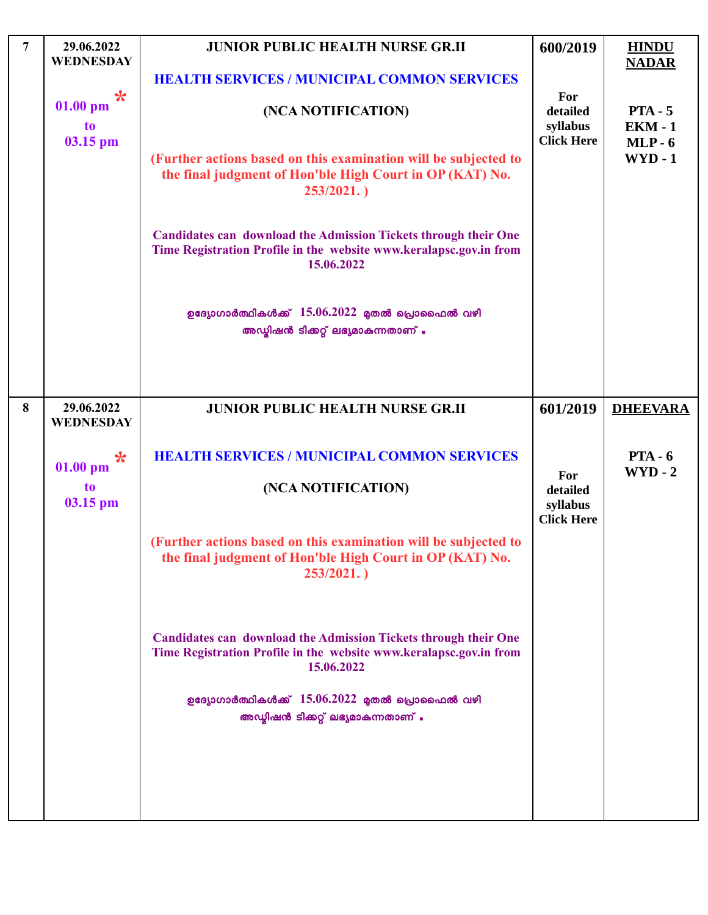| 7 | 29.06.2022 WEDNESDAY<br><br>01.00 pm * to 03.15 pm | **JUNIOR PUBLIC HEALTH NURSE GR.II**<br><br>**HEALTH SERVICES / MUNICIPAL COMMON SERVICES**<br><br>**(NCA NOTIFICATION)**<br><br>**(Further actions based on this examination will be subjected to the final judgment of Hon'ble High Court in OP (KAT) No. 253/2021. )**<br><br>**Candidates can download the Admission Tickets through their One Time Registration Profile in the website www.keralapsc.gov.in from 15.06.2022**<br><br>ഉദ്യോഗാർത്ഥികൾക്ക് 15.06.2022 മുതൽ പ്രൊഫൈൽ വഴി അഡ്മിഷൻ ടിക്കറ്റ് ലഭ്യമാകുന്നതാണ് . | **600/2019**<br><br>**For detailed syllabus Click Here** | **HINDU NADAR**<br><br>**PTA - 5**<br>**EKM - 1**<br>**MLP - 6**<br>**WYD - 1** |
|---|---|---|---|---|
| 8 | 29.06.2022 WEDNESDAY<br><br>01.00 pm * to 03.15 pm | **JUNIOR PUBLIC HEALTH NURSE GR.II**<br><br>**HEALTH SERVICES / MUNICIPAL COMMON SERVICES**<br><br>**(NCA NOTIFICATION)**<br><br>**(Further actions based on this examination will be subjected to the final judgment of Hon'ble High Court in OP (KAT) No. 253/2021. )**<br><br>**Candidates can download the Admission Tickets through their One Time Registration Profile in the website www.keralapsc.gov.in from 15.06.2022**<br><br>ഉദ്യോഗാർത്ഥികൾക്ക് 15.06.2022 മുതൽ പ്രൊഫൈൽ വഴി അഡ്മിഷൻ ടിക്കറ്റ് ലഭ്യമാകുന്നതാണ് . | **601/2019**<br><br>**For detailed syllabus Click Here** | **DHEEVARA**<br><br>**PTA - 6**<br>**WYD - 2** |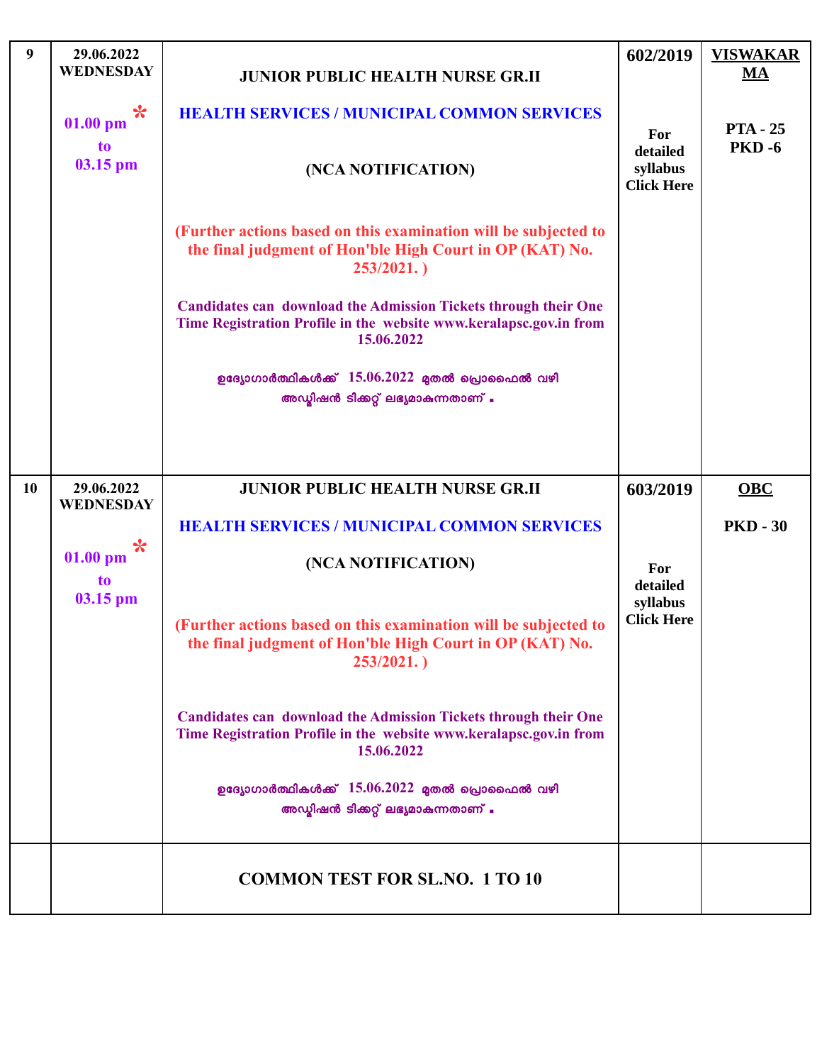| 9 | 29.06.2022 WEDNESDAY<br><br>01.00 pm * to 03.15 pm | JUNIOR PUBLIC HEALTH NURSE GR.II<br><br>HEALTH SERVICES / MUNICIPAL COMMON SERVICES<br><br>(NCA NOTIFICATION)<br><br>(Further actions based on this examination will be subjected to the final judgment of Hon'ble High Court in OP (KAT) No. 253/2021. )<br><br>Candidates can download the Admission Tickets through their One Time Registration Profile in the website www.keralapsc.gov.in from 15.06.2022<br><br>ഉദ്യോഗാർത്ഥികൾക്ക് 15.06.2022 മുതൽ പ്രൊഫൈൽ വഴി അഡ്മിഷൻ ടിക്കറ്റ് ലഭ്യമാകുന്നതാണ് . | 602/2019<br><br>For detailed syllabus Click Here | VISWAKARMA<br><br>PTA - 25<br>PKD -6 |
|---|---|---|---|---|
| 10 | 29.06.2022 WEDNESDAY<br><br>01.00 pm * to 03.15 pm | JUNIOR PUBLIC HEALTH NURSE GR.II<br><br>HEALTH SERVICES / MUNICIPAL COMMON SERVICES<br><br>(NCA NOTIFICATION)<br><br>(Further actions based on this examination will be subjected to the final judgment of Hon'ble High Court in OP (KAT) No. 253/2021. )<br><br>Candidates can download the Admission Tickets through their One Time Registration Profile in the website www.keralapsc.gov.in from 15.06.2022<br><br>ഉദ്യോഗാർത്ഥികൾക്ക് 15.06.2022 മുതൽ പ്രൊഫൈൽ വഴി അഡ്മിഷൻ ടിക്കറ്റ് ലഭ്യമാകുന്നതാണ് . | 603/2019<br><br>For detailed syllabus Click Here | OBC<br><br>PKD - 30 |
| | | COMMON TEST FOR SL.NO. 1 TO 10 | | |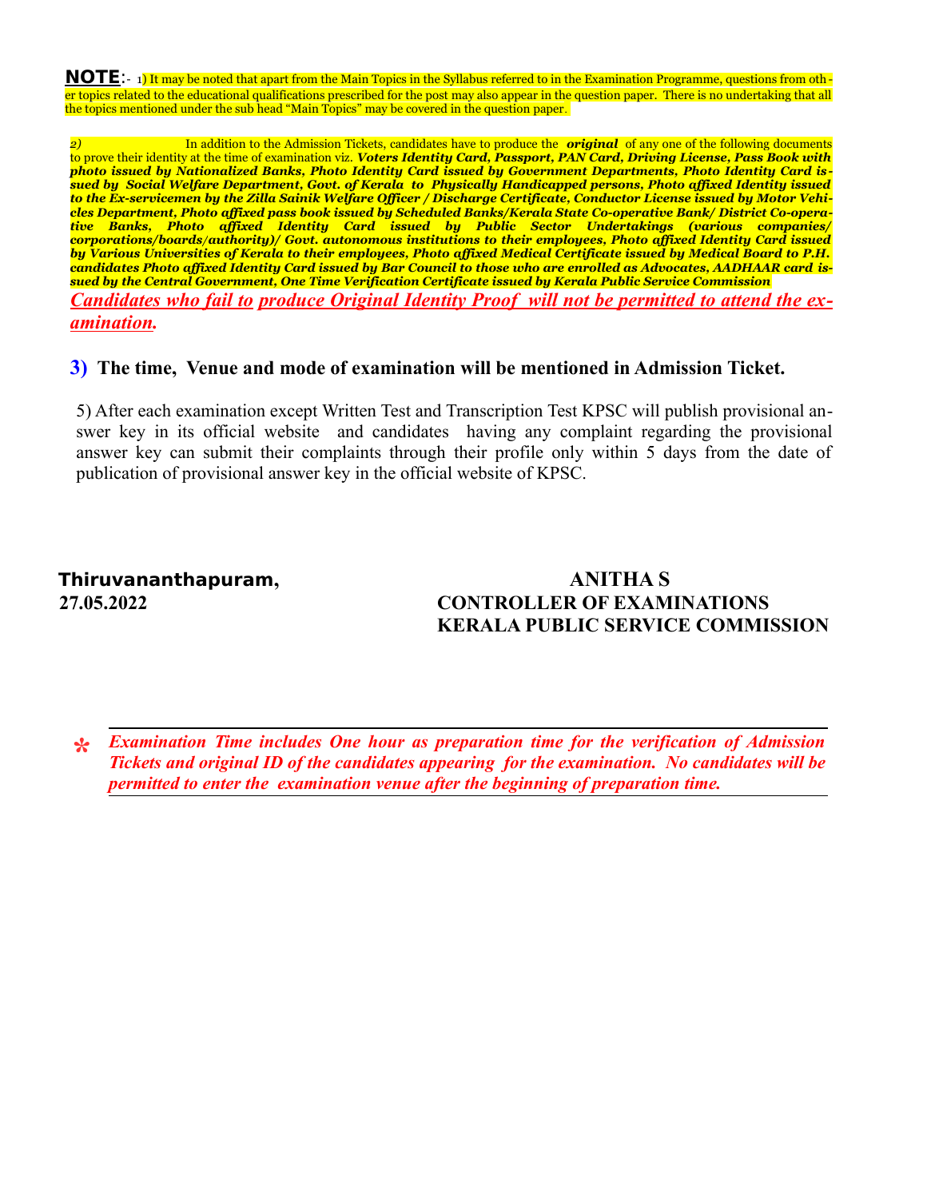**NOTE**:- 1) It may be noted that apart from the Main Topics in the Syllabus referred to in the Examination Programme, questions from other topics related to the educational qualifications prescribed for the post may also appear in the question paper. There is no undertaking that all the topics mentioned under the sub head "Main Topics" may be covered in the question paper.

*2)* In addition to the Admission Tickets, candidates have to produce the ***original*** of any one of the following documents to prove their identity at the time of examination viz. ***Voters Identity Card, Passport, PAN Card, Driving License, Pass Book with photo issued by Nationalized Banks, Photo Identity Card issued by Government Departments, Photo Identity Card issued by Social Welfare Department, Govt. of Kerala to Physically Handicapped persons, Photo affixed Identity issued to the Ex-servicemen by the Zilla Sainik Welfare Officer / Discharge Certificate, Conductor License issued by Motor Vehicles Department, Photo affixed pass book issued by Scheduled Banks/Kerala State Co-operative Bank/ District Co-operative Banks, Photo affixed Identity Card issued by Public Sector Undertakings (various companies/ corporations/boards/authority)/ Govt. autonomous institutions to their employees, Photo affixed Identity Card issued by Various Universities of Kerala to their employees, Photo affixed Medical Certificate issued by Medical Board to P.H. candidates Photo affixed Identity Card issued by Bar Council to those who are enrolled as Advocates, AADHAAR card issued by the Central Government, One Time Verification Certificate issued by Kerala Public Service Commission***

***Candidates who fail to produce Original Identity Proof will not be permitted to attend the examination.***

**3) The time, Venue and mode of examination will be mentioned in Admission Ticket.**

5) After each examination except Written Test and Transcription Test KPSC will publish provisional answer key in its official website and candidates having any complaint regarding the provisional answer key can submit their complaints through their profile only within 5 days from the date of publication of provisional answer key in the official website of KPSC.

**Thiruvananthapuram,**
**27.05.2022**

**ANITHA S**
**CONTROLLER OF EXAMINATIONS**
**KERALA PUBLIC SERVICE COMMISSION**

\* *Examination Time includes One hour as preparation time for the verification of Admission Tickets and original ID of the candidates appearing for the examination. No candidates will be permitted to enter the examination venue after the beginning of preparation time.*